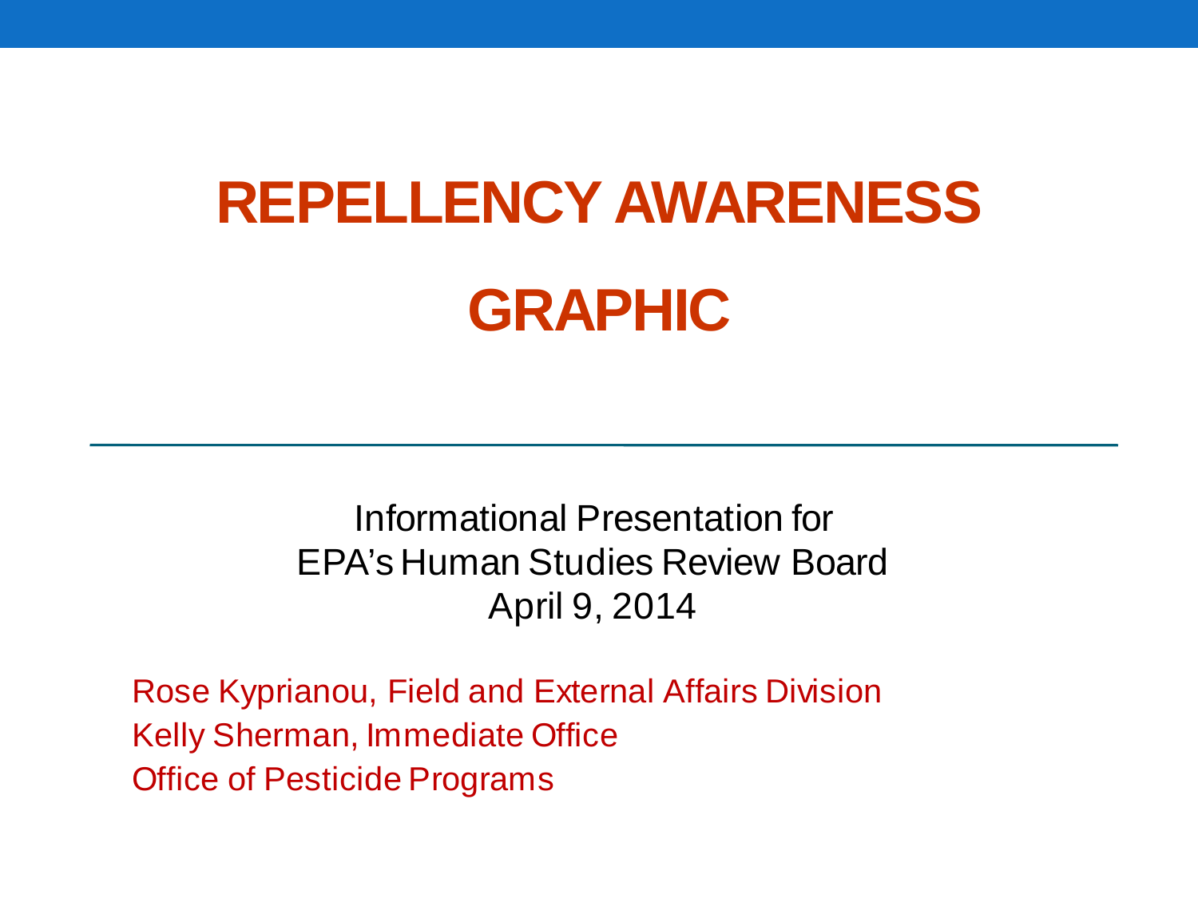# REPELLENCY AWARENESS GRAPHIC

Informational Presentation for
EPA's Human Studies Review Board
April 9, 2014

Rose Kyprianou, Field and External Affairs Division
Kelly Sherman, Immediate Office
Office of Pesticide Programs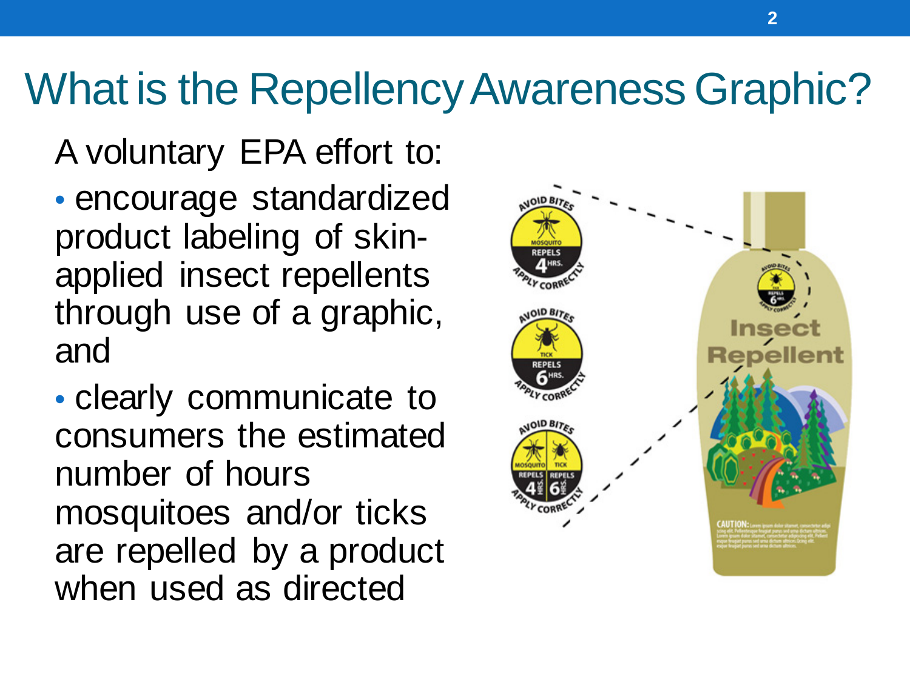# What is the Repellency Awareness Graphic?

A voluntary EPA effort to:

- encourage standardized product labeling of skin-applied insect repellents through use of a graphic, and
- clearly communicate to consumers the estimated number of hours mosquitoes and/or ticks are repelled by a product when used as directed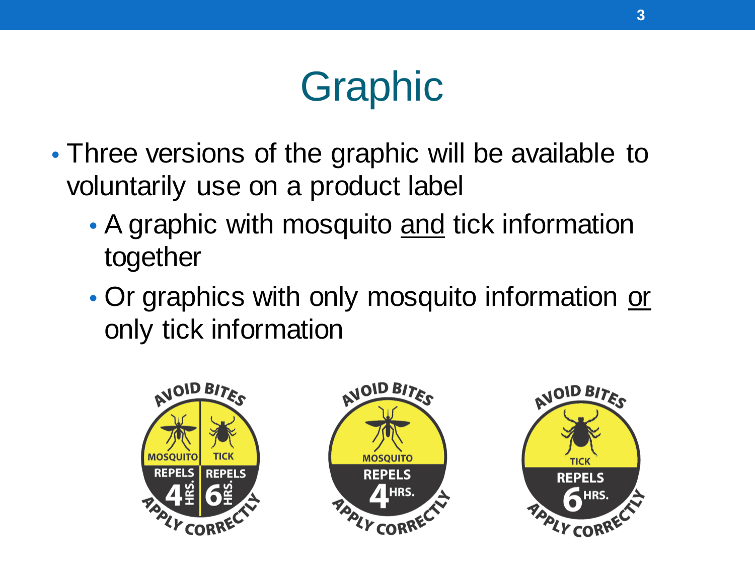# Graphic

- Three versions of the graphic will be available to voluntarily use on a product label
  - A graphic with mosquito <u>and</u> tick information together
  - Or graphics with only mosquito information <u>or</u> only tick information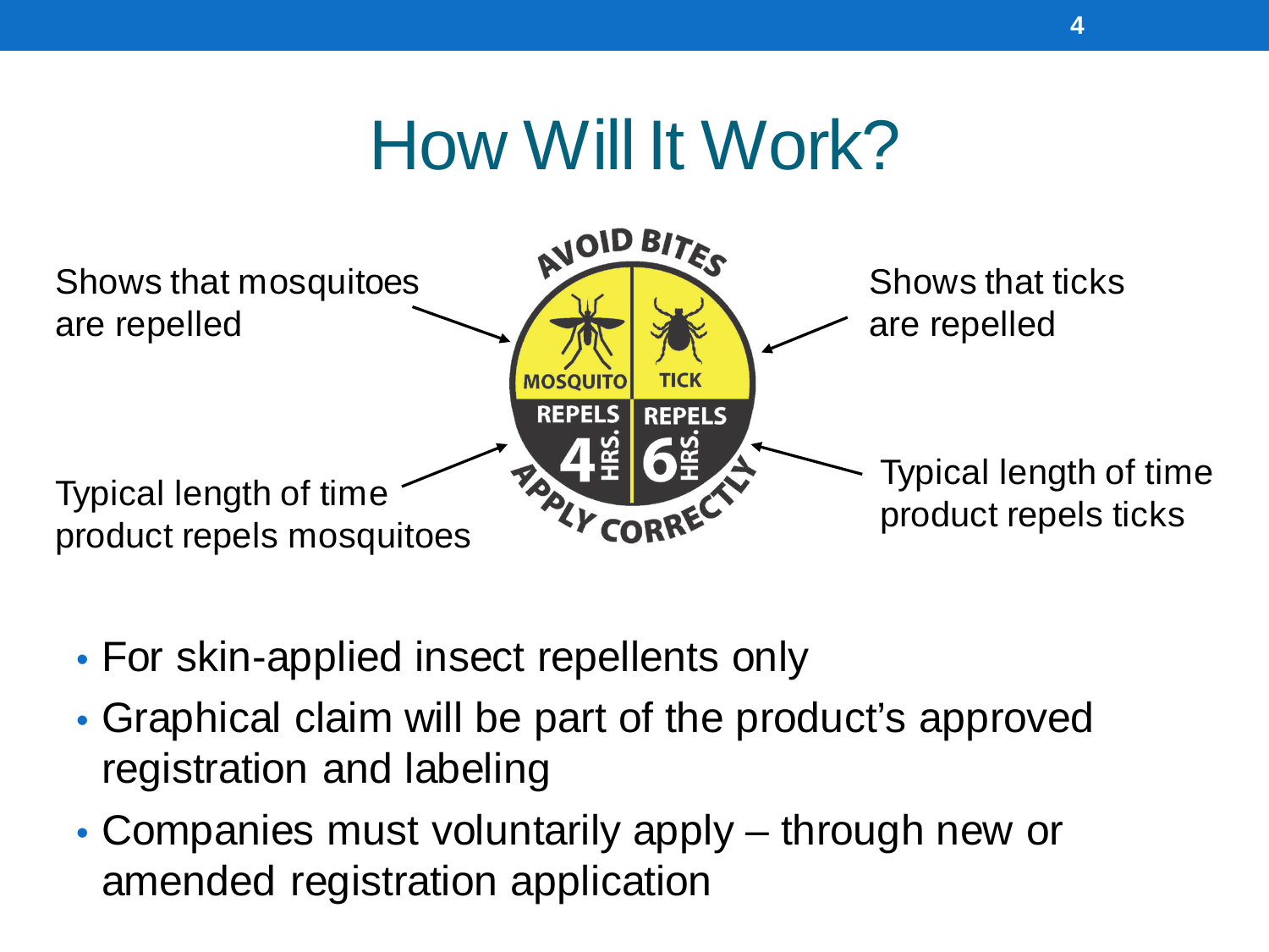# How Will It Work?

Shows that mosquitoes are repelled

Shows that ticks are repelled

AVOID BITES

MOSQUITO | TICK

REPELS 4 HRS. | REPELS 6 HRS.

APPLY CORRECTLY

Typical length of time product repels mosquitoes

Typical length of time product repels ticks

- For skin-applied insect repellents only
- Graphical claim will be part of the product's approved registration and labeling
- Companies must voluntarily apply – through new or amended registration application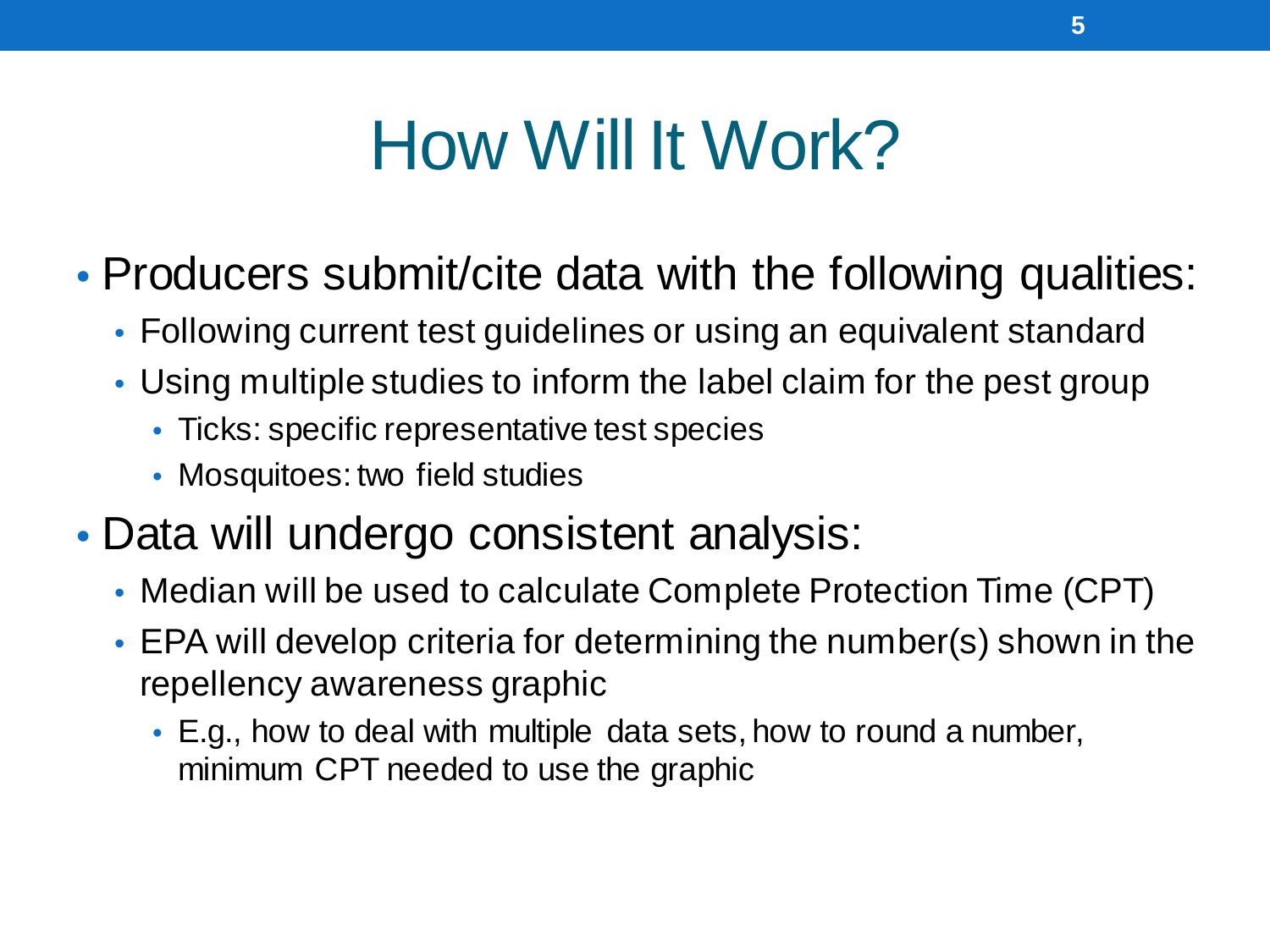# How Will It Work?

- Producers submit/cite data with the following qualities:
  - Following current test guidelines or using an equivalent standard
  - Using multiple studies to inform the label claim for the pest group
    - Ticks: specific representative test species
    - Mosquitoes: two field studies
- Data will undergo consistent analysis:
  - Median will be used to calculate Complete Protection Time (CPT)
  - EPA will develop criteria for determining the number(s) shown in the repellency awareness graphic
    - E.g., how to deal with multiple data sets, how to round a number, minimum CPT needed to use the graphic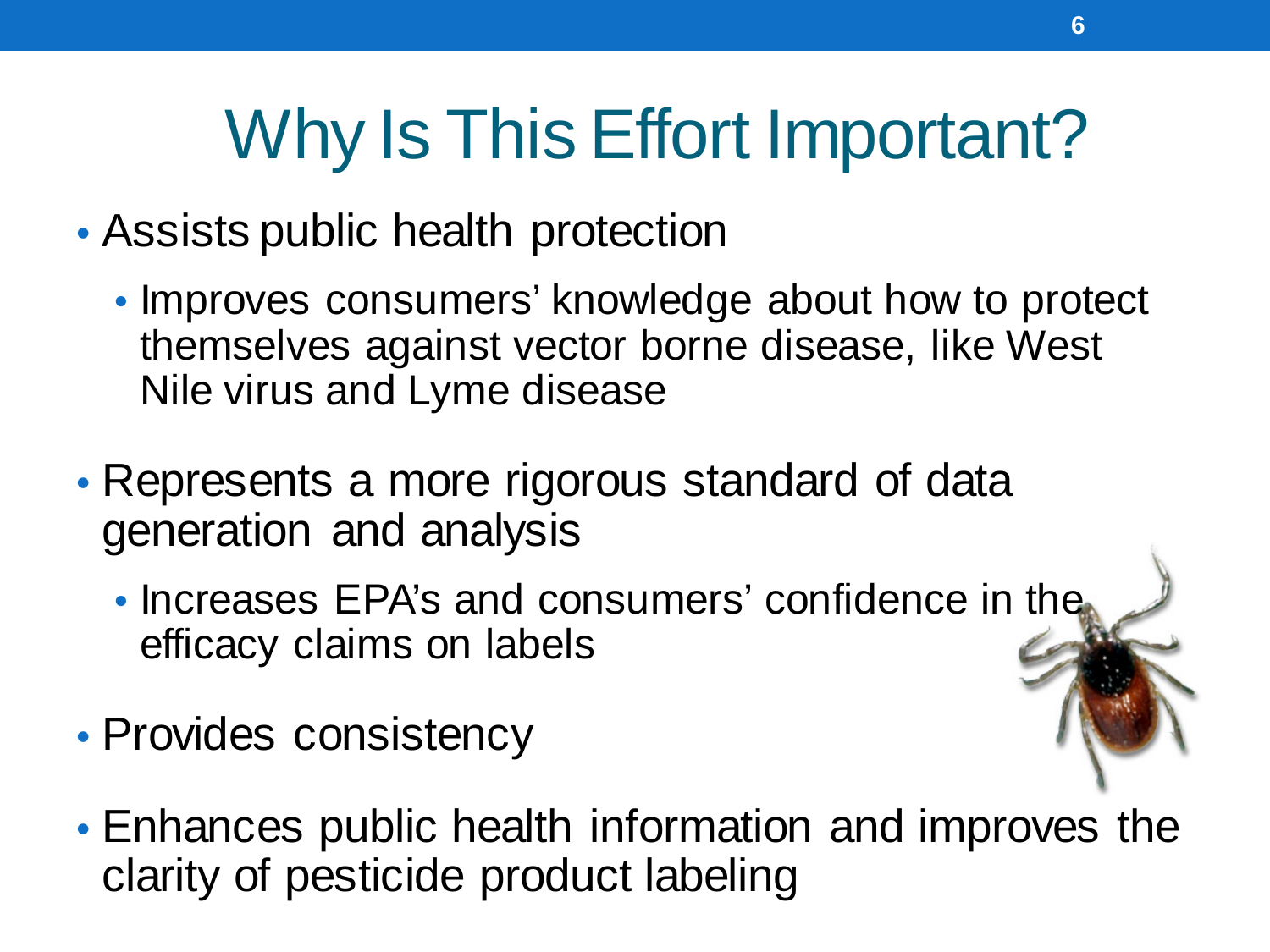# Why Is This Effort Important?

- Assists public health protection
  - Improves consumers' knowledge about how to protect themselves against vector borne disease, like West Nile virus and Lyme disease
- Represents a more rigorous standard of data generation and analysis
  - Increases EPA's and consumers' confidence in the efficacy claims on labels
- Provides consistency
- Enhances public health information and improves the clarity of pesticide product labeling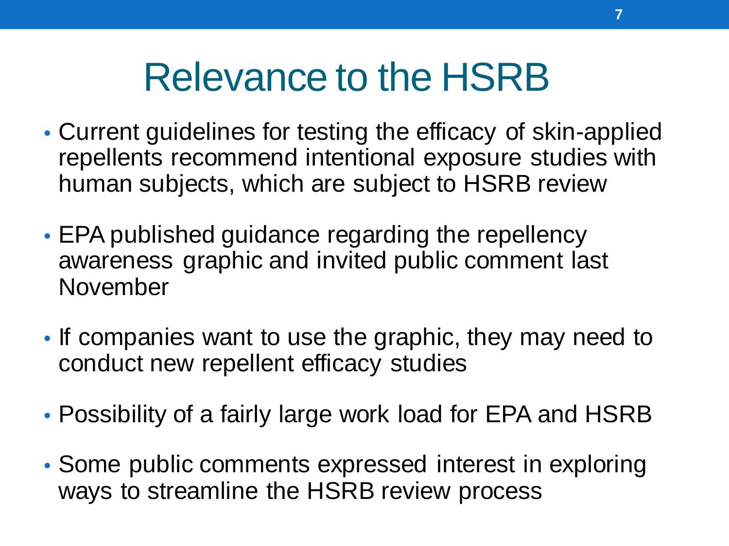# Relevance to the HSRB

- Current guidelines for testing the efficacy of skin-applied repellents recommend intentional exposure studies with human subjects, which are subject to HSRB review
- EPA published guidance regarding the repellency awareness graphic and invited public comment last November
- If companies want to use the graphic, they may need to conduct new repellent efficacy studies
- Possibility of a fairly large work load for EPA and HSRB
- Some public comments expressed interest in exploring ways to streamline the HSRB review process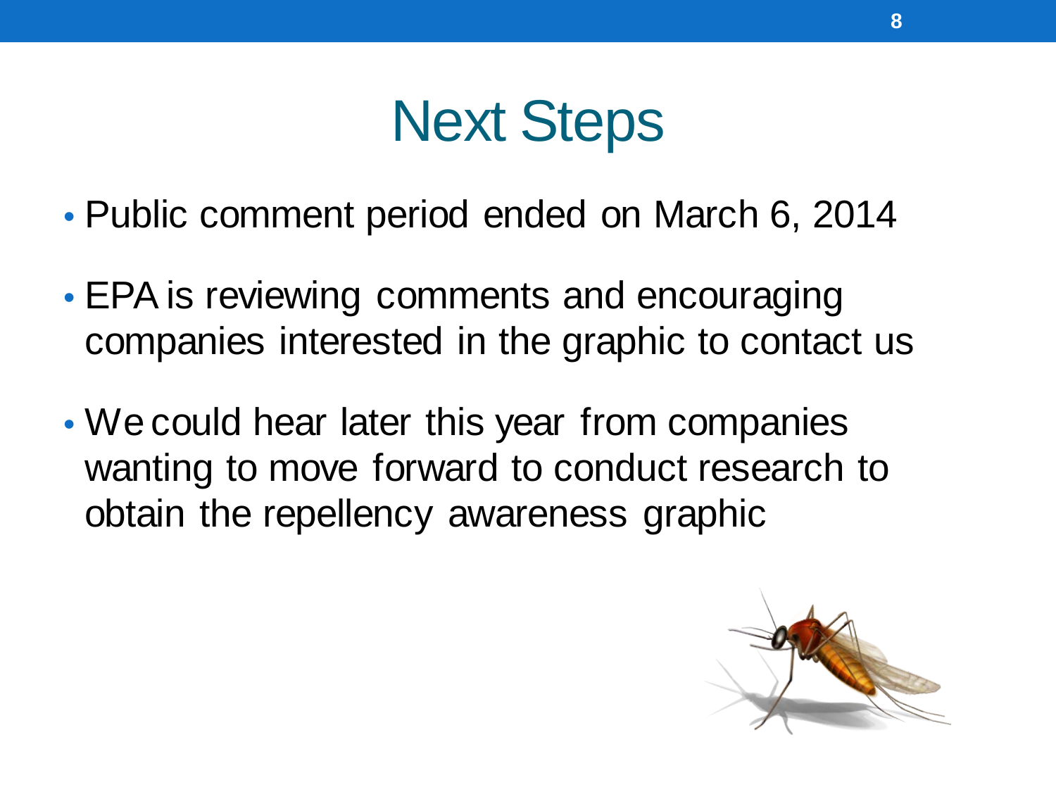# Next Steps

- Public comment period ended on March 6, 2014
- EPA is reviewing comments and encouraging companies interested in the graphic to contact us
- We could hear later this year from companies wanting to move forward to conduct research to obtain the repellency awareness graphic